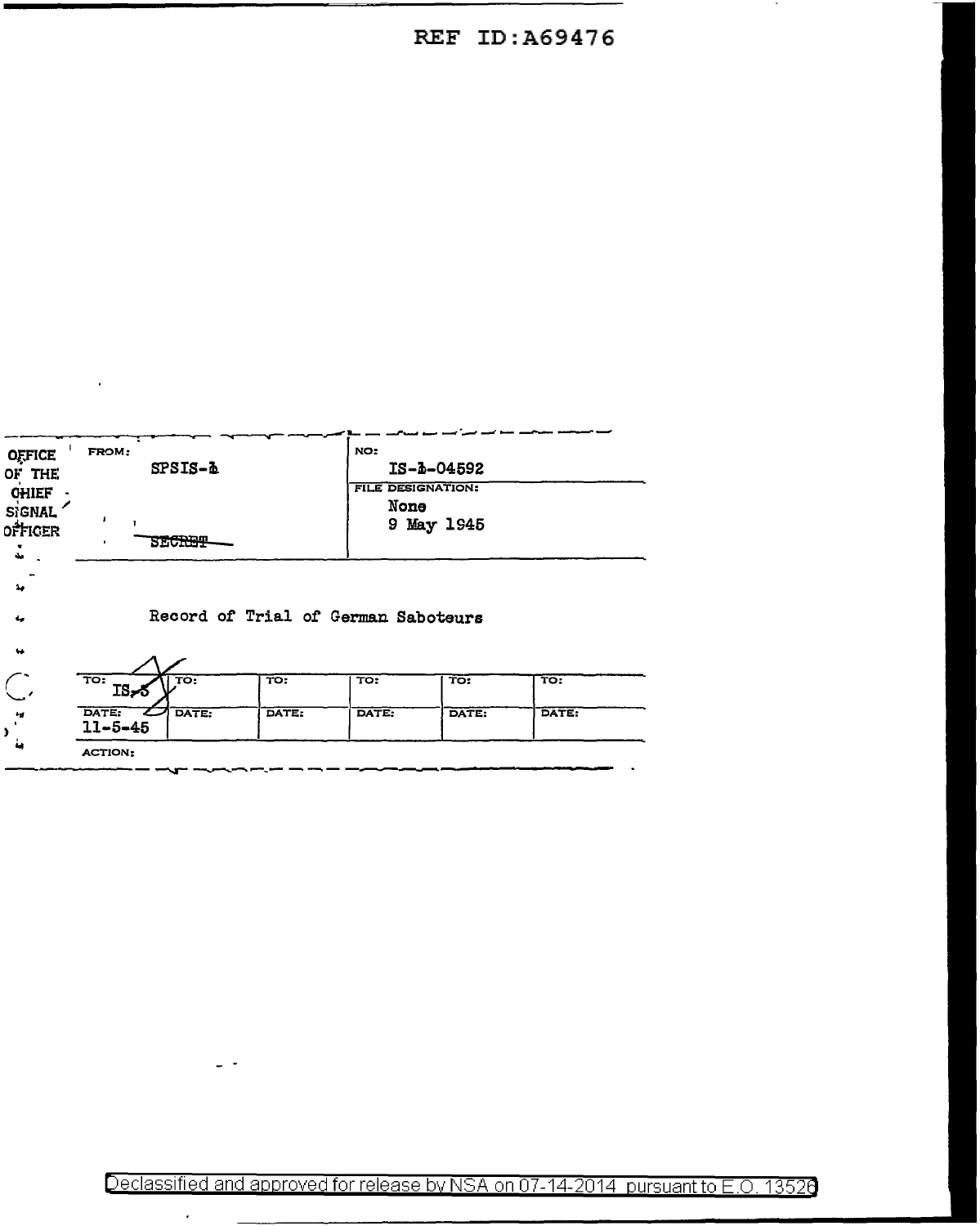REF ID:A69476

| OFFICE OF THE CHIEF SIGNAL OFFICER | FROM: SPSIS-1 | NO: IS-1-04592 |
|---|---|---|
| | | FILE DESIGNATION: None |
| | ~~SECRET~~ | 9 May 1945 |

Record of Trial of German Saboteurs

| TO: IS-5 | TO: | TO: | TO: | TO: | TO: |
|---|---|---|---|---|---|
| DATE: 11-5-45 | DATE: | DATE: | DATE: | DATE: | DATE: |

ACTION:

Declassified and approved for release by NSA on 07-14-2014 pursuant to E.O. 13526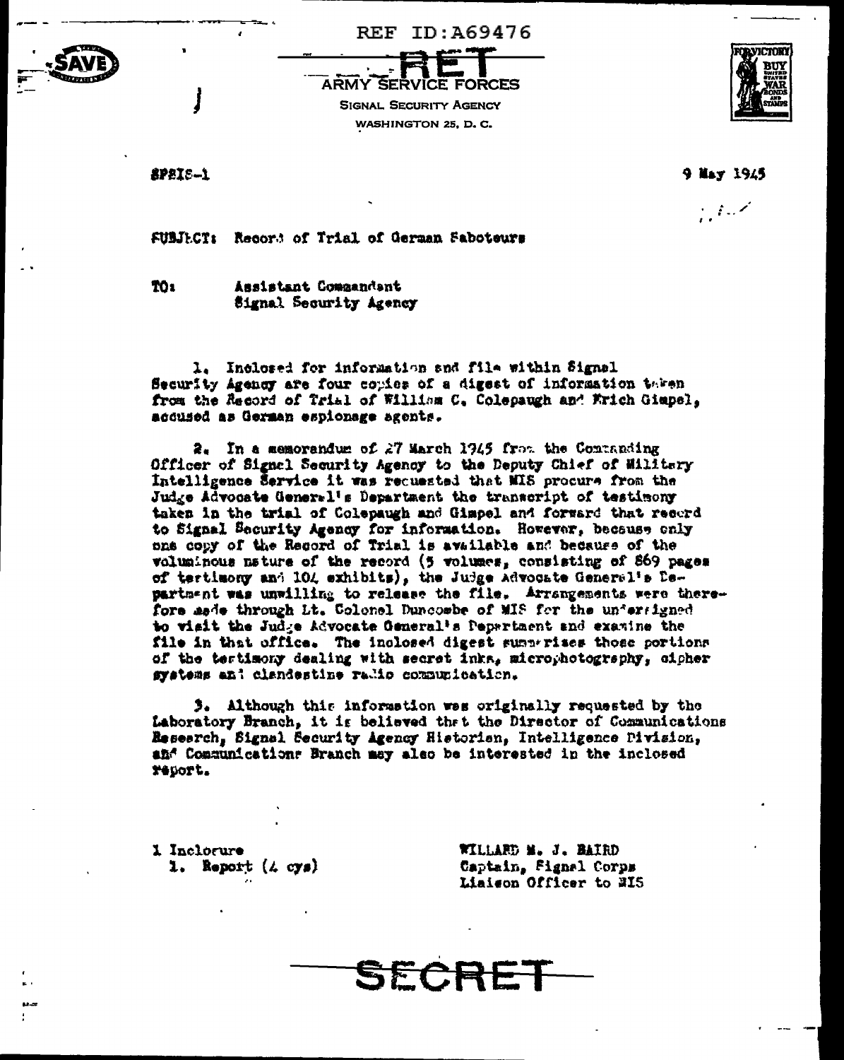REF ID:A69476

SECRET

ARMY SERVICE FORCES
SIGNAL SECURITY AGENCY
WASHINGTON 25, D. C.

SPSIS-1

9 May 1945

SUBJECT: Record of Trial of German Saboteurs

TO: Assistant Commandant
Signal Security Agency

1. Inclosed for information and file within Signal Security Agency are four copies of a digest of information taken from the Record of Trial of William C. Colepaugh and Erich Gimpel, accused as German espionage agents.

2. In a memorandum of 27 March 1945 from the Commanding Officer of Signal Security Agency to the Deputy Chief of Military Intelligence Service it was requested that MIS procure from the Judge Advocate General's Department the transcript of testimony taken in the trial of Colepaugh and Gimpel and forward that record to Signal Security Agency for information. However, because only one copy of the Record of Trial is available and because of the voluminous nature of the record (5 volumes, consisting of 869 pages of testimony and 104 exhibits), the Judge Advocate General's Department was unwilling to release the file. Arrangements were therefore made through Lt. Colonel Duncombe of MIS for the undersigned to visit the Judge Advocate General's Department and examine the file in that office. The inclosed digest summarizes those portions of the testimony dealing with secret inks, microphotography, cipher systems and clandestine radio communication.

3. Although this information was originally requested by the Laboratory Branch, it is believed that the Director of Communications Research, Signal Security Agency Historian, Intelligence Division, and Communications Branch may also be interested in the inclosed report.

1 Inclosure
1. Report (4 cys)

WILLARD M. J. BAIRD
Captain, Signal Corps
Liaison Officer to MIS

SECRET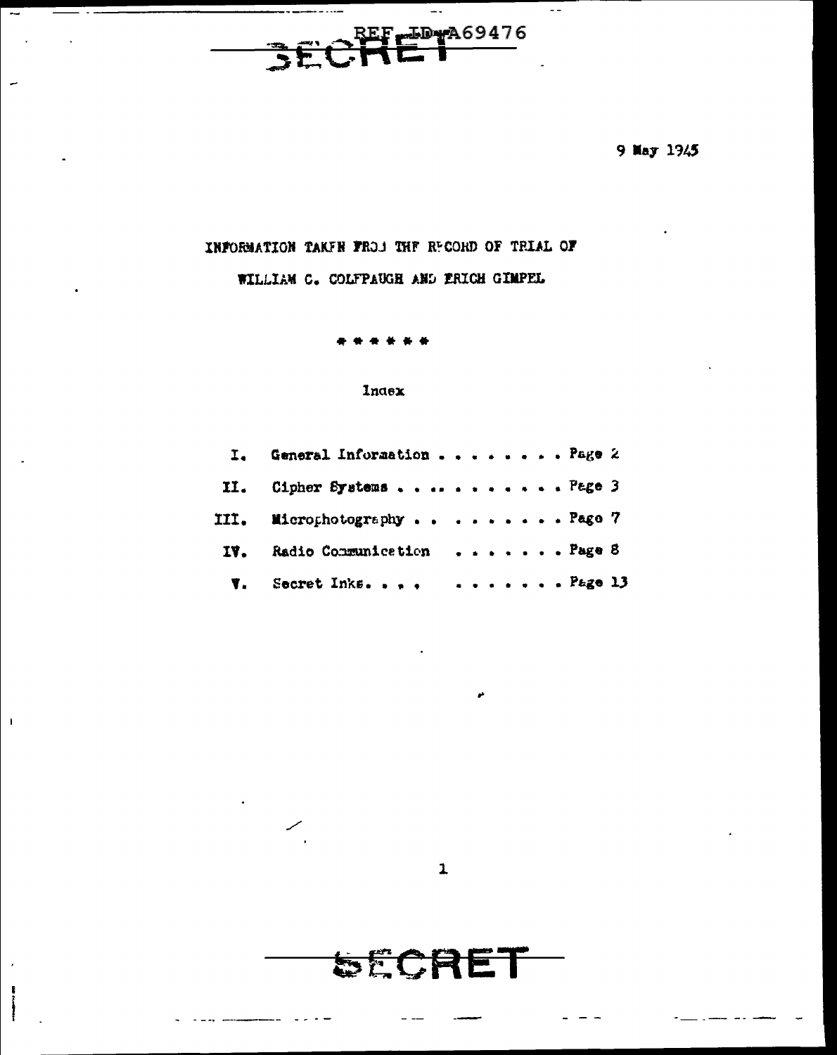SECRET

REF ID:A69476

9 May 1945

INFORMATION TAKEN FROM THE RECORD OF TRIAL OF

WILLIAM C. COLEPAUGH AND ERICH GIMPEL

\* \* \* \* \* \*

Index

| | | |
|---|---|---|
| I. | General Information . . . . . . . . . | Page 2 |
| II. | Cipher Systems . . . . . . . . . . . | Page 3 |
| III. | Microphotography . . . . . . . . . | Page 7 |
| IV. | Radio Communication . . . . . . . | Page 8 |
| V. | Secret Inks. . . . . . . . . . . | Page 13 |

SECRET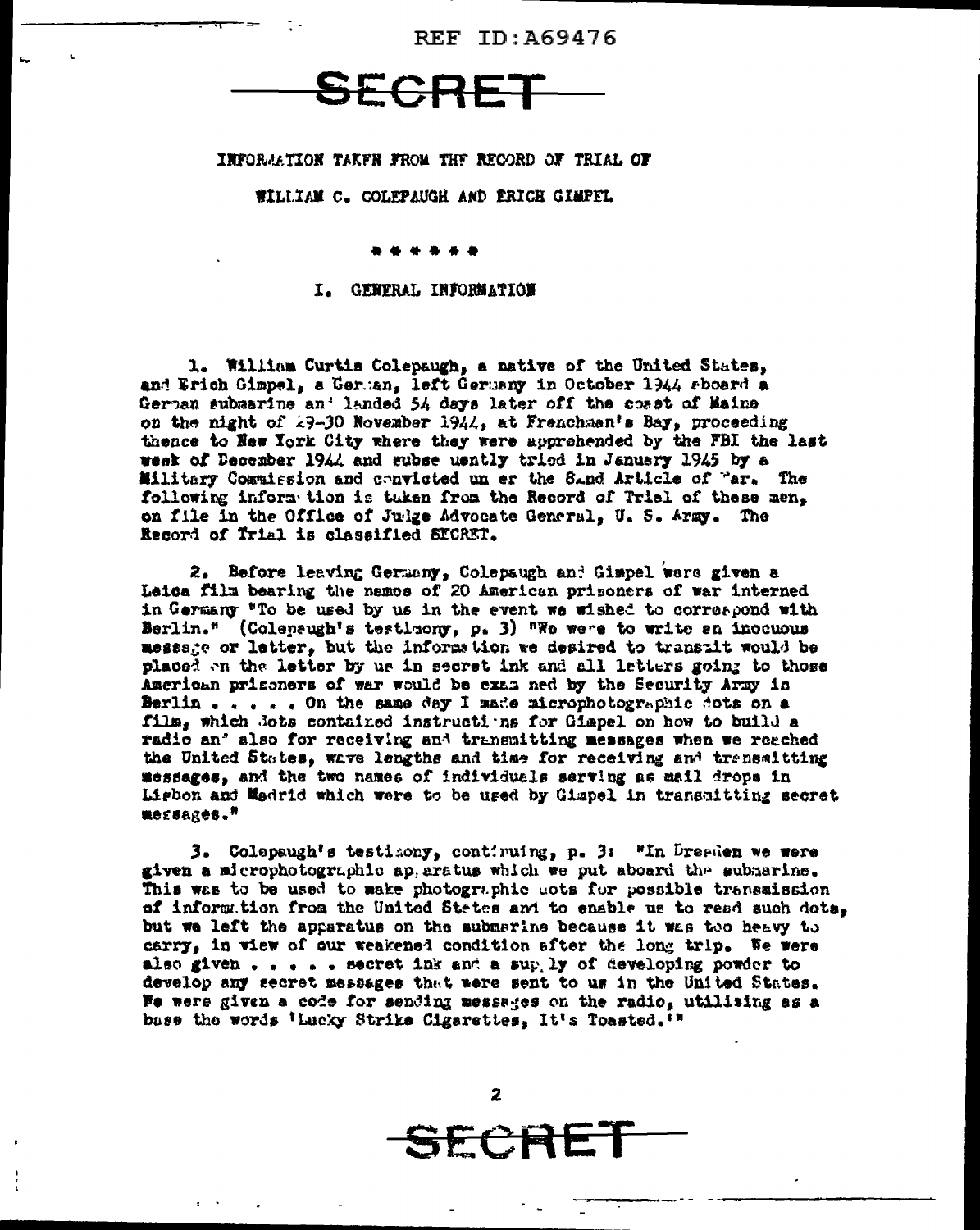REF ID:A69476

# SECRET

INFORMATION TAKEN FROM THE RECORD OF TRIAL OF

WILLIAM C. COLEPAUGH AND ERICH GIMPEL

\* \* \* \* \* \*

## I. GENERAL INFORMATION

1. William Curtis Colepaugh, a native of the United States, and Erich Gimpel, a German, left Germany in October 1944 aboard a German submarine and landed 54 days later off the coast of Maine on the night of 29-30 November 1944, at Frenchman's Bay, proceeding thence to New York City where they were apprehended by the FBI the last week of December 1944 and subsequently tried in January 1945 by a Military Commission and convicted under the 82nd Article of War. The following information is taken from the Record of Trial of these men, on file in the Office of Judge Advocate General, U. S. Army. The Record of Trial is classified SECRET.

2. Before leaving Germany, Colepaugh and Gimpel were given a Leica film bearing the names of 20 American prisoners of war interned in Germany "To be used by us in the event we wished to correspond with Berlin." (Colepaugh's testimony, p. 3) "We were to write an inocuous message or letter, but the information we desired to transmit would be placed on the letter by us in secret ink and all letters going to those American prisoners of war would be examined by the Security Army in Berlin . . . . . On the same day I made microphotographic dots on a film, which dots contained instructions for Gimpel on how to build a radio and also for receiving and transmitting messages when we reached the United States, wave lengths and time for receiving and transmitting messages, and the two names of individuals serving as mail drops in Lisbon and Madrid which were to be used by Gimpel in transmitting secret messages."

3. Colepaugh's testimony, continuing, p. 3: "In Dresden we were given a microphotographic apparatus which we put aboard the submarine. This was to be used to make photographic dots for possible transmission of information from the United States and to enable us to read such dots, but we left the apparatus on the submarine because it was too heavy to carry, in view of our weakened condition after the long trip. We were also given . . . . . secret ink and a supply of developing powder to develop any secret messages that were sent to us in the United States. We were given a code for sending messages on the radio, utilizing as a base the words 'Lucky Strike Cigarettes, It's Toasted.'"

SECRET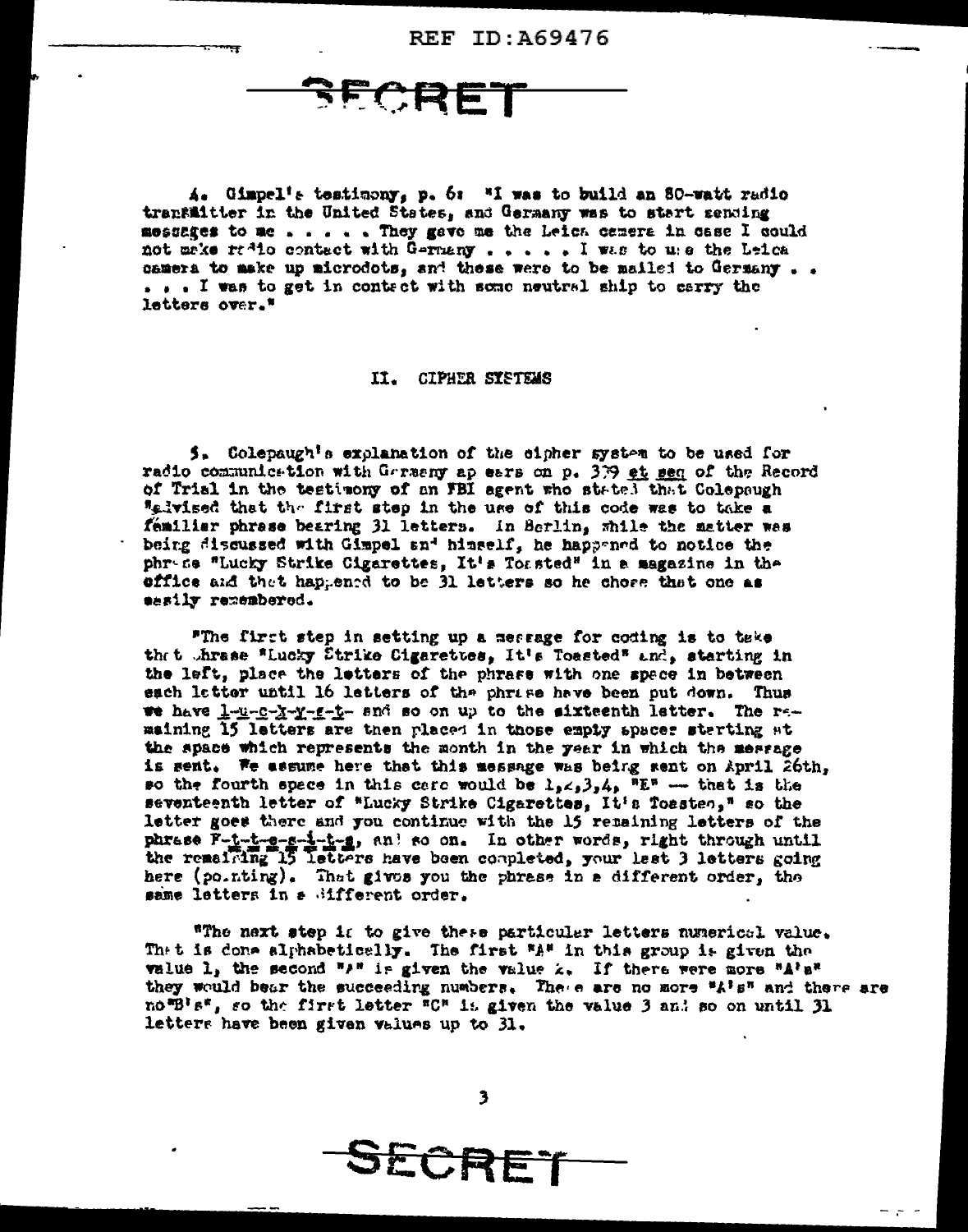4. Gimpel's testimony, p. 6: "I was to build an 80-watt radio transmitter in the United States, and Germany was to start sending messages to me . . . . . They gave me the Leica camera in case I could not make radio contact with Germany . . . . . I was to use the Leica camera to make up microdots, and these were to be mailed to Germany . . . . . I was to get in contact with some neutral ship to carry the letters over."

## II. CIPHER SYSTEMS

5. Colepaugh's explanation of the cipher system to be used for radio communication with Germany appears on p. 379 *et seq* of the Record of Trial in the testimony of an FBI agent who stated that Colepaugh "advised that the first step in the use of this code was to take a familiar phrase bearing 31 letters. In Berlin, while the matter was being discussed with Gimpel and himself, he happened to notice the phrase "Lucky Strike Cigarettes, It's Toasted" in a magazine in the office and that happened to be 31 letters so he chose that one as easily remembered.

"The first step in setting up a message for coding is to take that phrase "Lucky Strike Cigarettes, It's Toasted" and, starting in the left, place the letters of the phrase with one space in between each letter until 16 letters of the phrase have been put down. Thus we have l-u-c-k-y-s-t- and so on up to the sixteenth letter. The remaining 15 letters are then placed in those empty spaces starting at the space which represents the month in the year in which the message is sent. We assume here that this message was being sent on April 26th, so the fourth space in this case would be 1,2,3,4, "E" — that is the seventeenth letter of "Lucky Strike Cigarettes, It's Toasted," so the letter goes there and you continue with the 15 remaining letters of the phrase F-t-t-e-s-i-t-s, and so on. In other words, right through until the remaining 15 letters have been completed, your last 3 letters going here (pointing). That gives you the phrase in a different order, the same letters in a different order.

"The next step is to give these particular letters numerical value. That is done alphabetically. The first "A" in this group is given the value 1, the second "A" is given the value 2. If there were more "A's" they would bear the succeeding numbers. There are no more "A's" and there are no "B's", so the first letter "C" is given the value 3 and so on until 31 letters have been given values up to 31.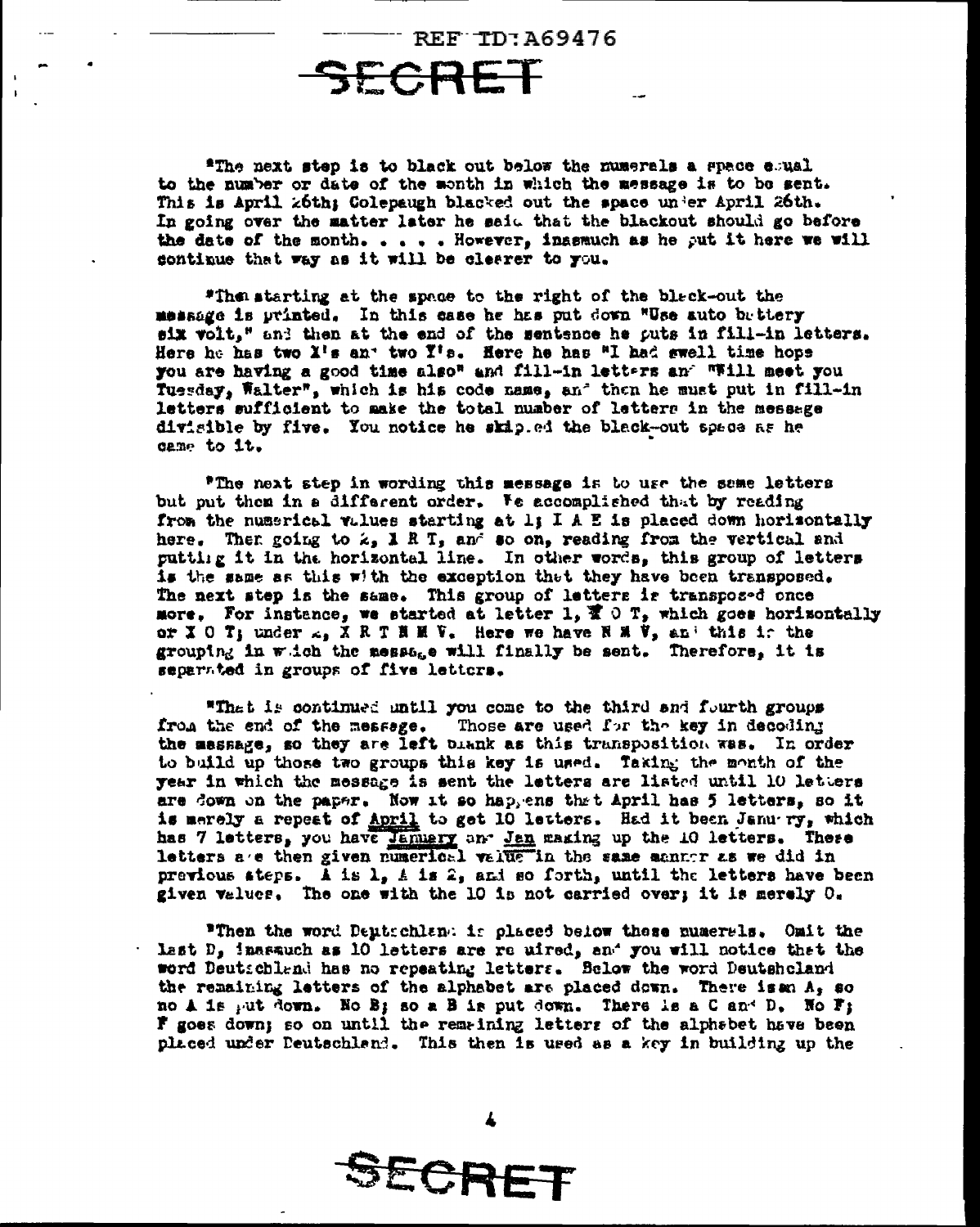"The next step is to black out below the numerals a space equal to the number or date of the month in which the message is to be sent. This is April 26th; Colepaugh blacked out the space under April 26th. In going over the matter later he said that the blackout should go before the date of the month. . . . . However, inasmuch as he put it here we will continue that way as it will be clearer to you.

"Then starting at the space to the right of the black-out the message is printed. In this case he has put down "Use auto battery six volt," and then at the end of the sentence he puts in fill-in letters. Here he has two X's and two Y's. Here he has "I had swell time hope you are having a good time also" and fill-in letters and "Will meet you Tuesday, Walter", which is his code name, and then he must put in fill-in letters sufficient to make the total number of letters in the message divisible by five. You notice he skipped the black-out space as he came to it.

"The next step in wording this message is to use the same letters but put them in a different order. We accomplished that by reading from the numerical values starting at 1; I A E is placed down horizontally here. Then going to 2, X R T, and so on, reading from the vertical and putting it in the horizontal line. In other words, this group of letters is the same as this with the exception that they have been transposed. The next step is the same. This group of letters is transposed once more. For instance, we started at letter 1, X O T, which goes horizontally or X O T; under 2, X R T N M V. Here we have N M V, and this is the grouping in which the message will finally be sent. Therefore, it is separated in groups of five letters.

"That is continued until you come to the third and fourth groups from the end of the message. Those are used for the key in decoding the message, so they are left blank as this transposition was. In order to build up those two groups this key is used. Taking the month of the year in which the message is sent the letters are listed until 10 letters are down on the paper. Now it so happens that April has 5 letters, so it is merely a repeat of April to get 10 letters. Had it been January, which has 7 letters, you have January and Jan making up the 10 letters. These letters are then given numerical value in the same manner as we did in previous steps. A is 1, A is 2, and so forth, until the letters have been given values. The one with the 10 is not carried over; it is merely 0.

"Then the word Deutschland is placed below these numerals. Omit the last D, inasmuch as 10 letters are required, and you will notice that the word Deutschland has no repeating letters. Below the word Deutschland the remaining letters of the alphabet are placed down. There is an A, so no A is put down. No B; so a B is put down. There is a C and D. No F; F goes down; so on until the remaining letters of the alphabet have been placed under Deutschland. This then is used as a key in building up the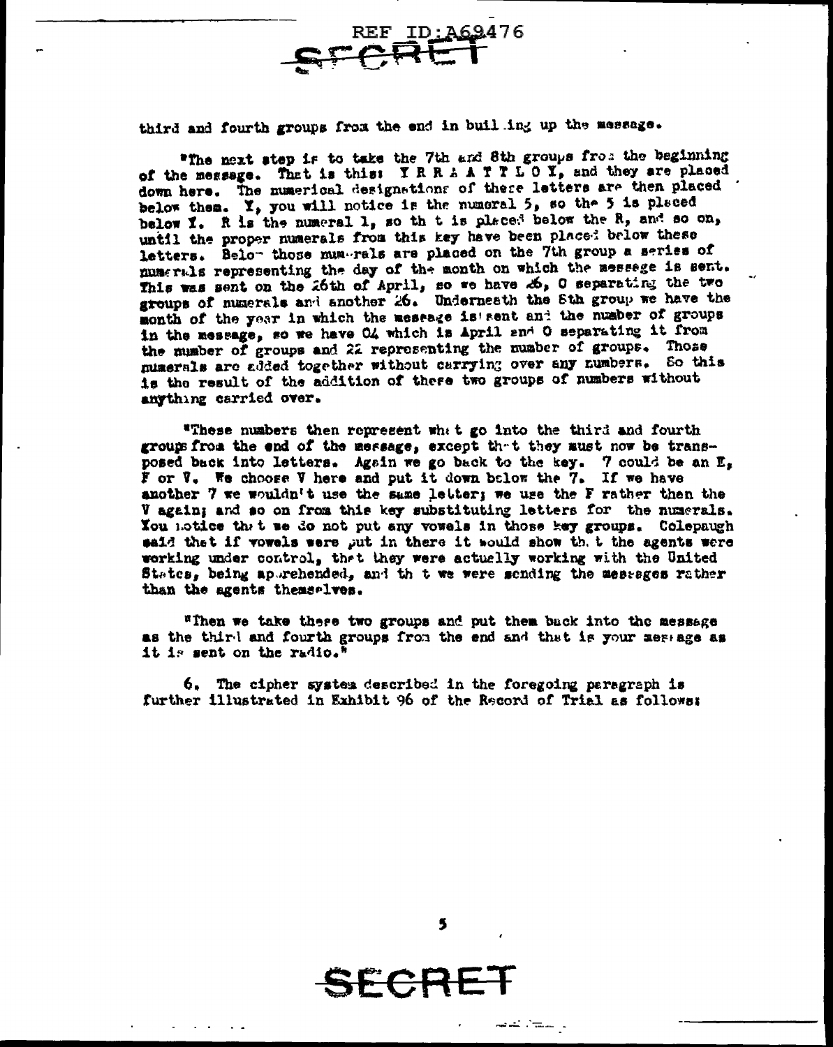third and fourth groups from the end in building up the message.

"The next step is to take the 7th and 8th groups from the beginning of the message. That is this: Y R R A A T T L O Y, and they are placed down here. The numerical designations of these letters are then placed below them. Y, you will notice is the numeral 5, so the 5 is placed below Y. R is the numeral 1, so that is placed below the R, and so on, until the proper numerals from this key have been placed below these letters. Below those numerals are placed on the 7th group a series of numerals representing the day of the month on which the message is sent. This was sent on the 26th of April, so we have 26, 0 separating the two groups of numerals and another 26. Underneath the 8th group we have the month of the year in which the message is sent and the number of groups in the message, so we have 04 which is April and 0 separating it from the number of groups and 22 representing the number of groups. Those numerals are added together without carrying over any numbers. So this is the result of the addition of these two groups of numbers without anything carried over.

"These numbers then represent what go into the third and fourth groups from the end of the message, except that they must now be transposed back into letters. Again we go back to the key. 7 could be an E, F or V. We choose V here and put it down below the 7. If we have another 7 we wouldn't use the same letter; we use the F rather than the V again; and so on from this key substituting letters for the numerals. You notice that we do not put any vowels in those key groups. Colepaugh said that if vowels were put in there it would show that the agents were working under control, that they were actually working with the United States, being apprehended, and that we were sending the messages rather than the agents themselves.

"Then we take these two groups and put them back into the message as the third and fourth groups from the end and that is your message as it is sent on the radio."

6. The cipher system described in the foregoing paragraph is further illustrated in Exhibit 96 of the Record of Trial as follows: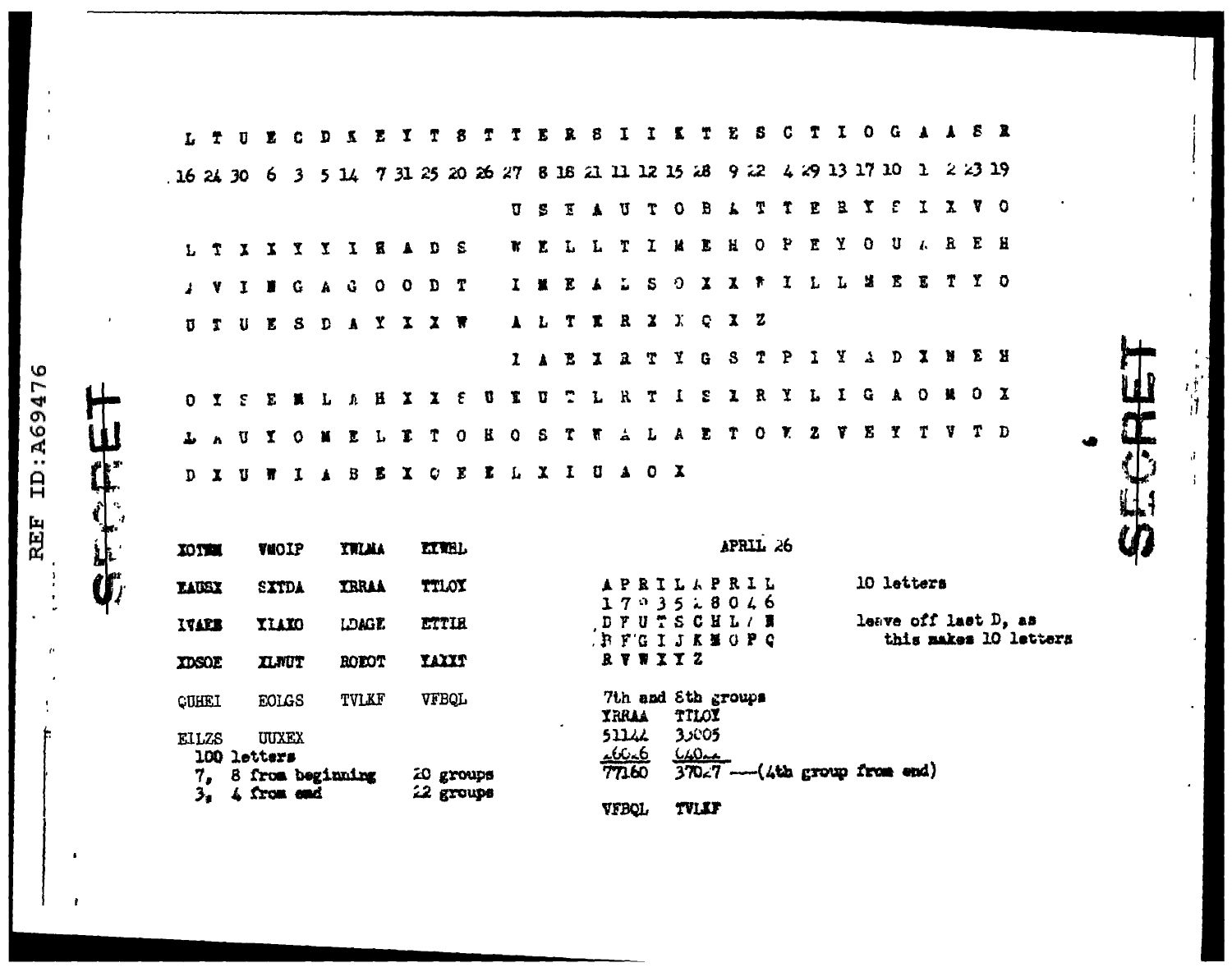L T U E C D K E Y T S T T E R S I I K T E S C T I O G A A S R

16 24 30 6 3 5 14 7 31 25 20 26 27 8 18 21 11 12 15 28 9 22 4 29 13 17 10 1 2 23 19

U S E A U T O B A T T E R Y F I X V O

L T X X Y Y I R A D S W E L L T I M E H O P E Y O U A R E H

A V I N G A G O O D T I M E A L S O X X W I L L M E E T Y O

U T U E S D A Y X X W A L T E R X X Q X Z

I A E X R T Y G S T P I Y A D X N E H

O Y S E M L A H X X S U Y U T L R T I S X R Y L I G A O M O X

L A U Y O M E L E T O H O S T W A L A E T O V Z V E Y T V T D

D X U W I A B E X Q E E L X I U A O X

XOTNM VMOIP YWLMA EXWHL

EAUEX SXTDA YRRAA TTLOY

IVAEB YIAKO LDAGE ETTIH

XDSOE XLWUT ROEOT YAXXT

QUHEI EOLGS TVLKF VFBQL

EILZS UUXEX

100 letters

7, 8 from beginning 20 groups

3, 4 from end 22 groups

APRIL 26

A P R I L A P R I L — 10 letters

1 7 9 3 5 2 8 0 4 6

D F U T S C H L A N — leave off last D, as this makes 10 letters

B F G I J K M O P Q

R V W X Y Z

7th and 8th groups

YRRAA TTLOY

51122 35005

26026 04022

77160 37027 —(4th group from end)

VFBQL TVLKF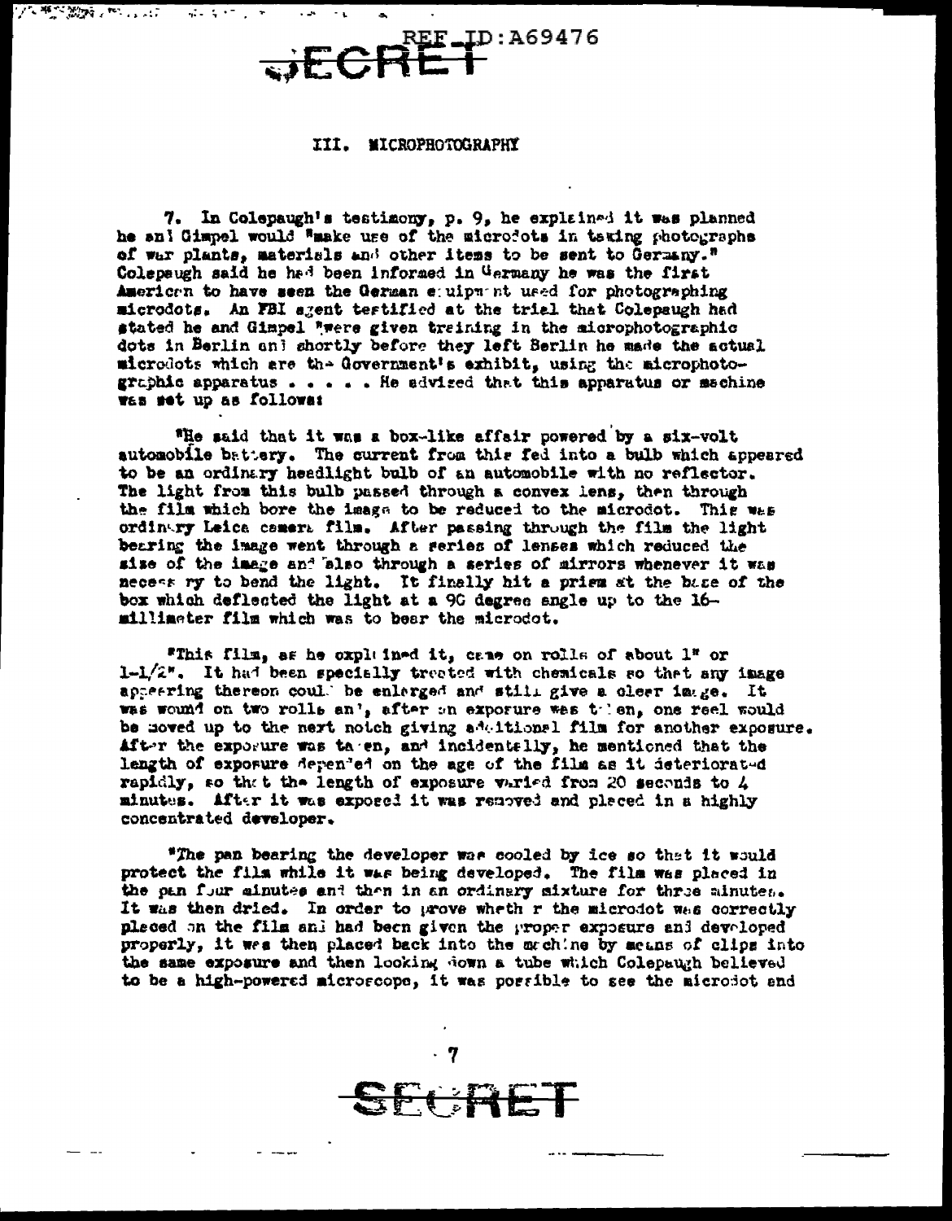## III. MICROPHOTOGRAPHY

7. In Colepaugh's testimony, p. 9, he explained it was planned he and Gimpel would "make use of the microdots in taking photographs of war plants, materials and other items to be sent to Germany." Colepaugh said he had been informed in Germany he was the first American to have seen the German equipment used for photographing microdots. An FBI agent testified at the trial that Colepaugh had stated he and Gimpel "were given training in the microphotographic dots in Berlin and shortly before they left Berlin he made the actual microdots which are the Government's exhibit, using the microphotographic apparatus . . . . . He advised that this apparatus or machine was set up as follows:

"He said that it was a box-like affair powered by a six-volt automobile battery. The current from this fed into a bulb which appeared to be an ordinary headlight bulb of an automobile with no reflector. The light from this bulb passed through a convex lens, then through the film which bore the image to be reduced to the microdot. This was ordinary Leica camera film. After passing through the film the light bearing the image went through a series of lenses which reduced the size of the image and also through a series of mirrors whenever it was necessary to bend the light. It finally hit a prism at the base of the box which deflected the light at a 90 degree angle up to the 16-millimeter film which was to bear the microdot.

"This film, as he explained it, came on rolls of about 1" or 1-1/2". It had been specially treated with chemicals so that any image appearing thereon could be enlarged and still give a clear image. It was wound on two rolls and, after an exposure was taken, one reel would be moved up to the next notch giving additional film for another exposure. After the exposure was taken, and incidentally, he mentioned that the length of exposure depended on the age of the film as it deteriorated rapidly, so that the length of exposure varied from 20 seconds to 4 minutes. After it was exposed it was removed and placed in a highly concentrated developer.

"The pan bearing the developer was cooled by ice so that it would protect the film while it was being developed. The film was placed in the pan four minutes and then in an ordinary mixture for three minutes. It was then dried. In order to prove whether the microdot was correctly placed on the film and had been given the proper exposure and developed properly, it was then placed back into the machine by means of clips into the same exposure and then looking down a tube which Colepaugh believed to be a high-powered microscope, it was possible to see the microdot and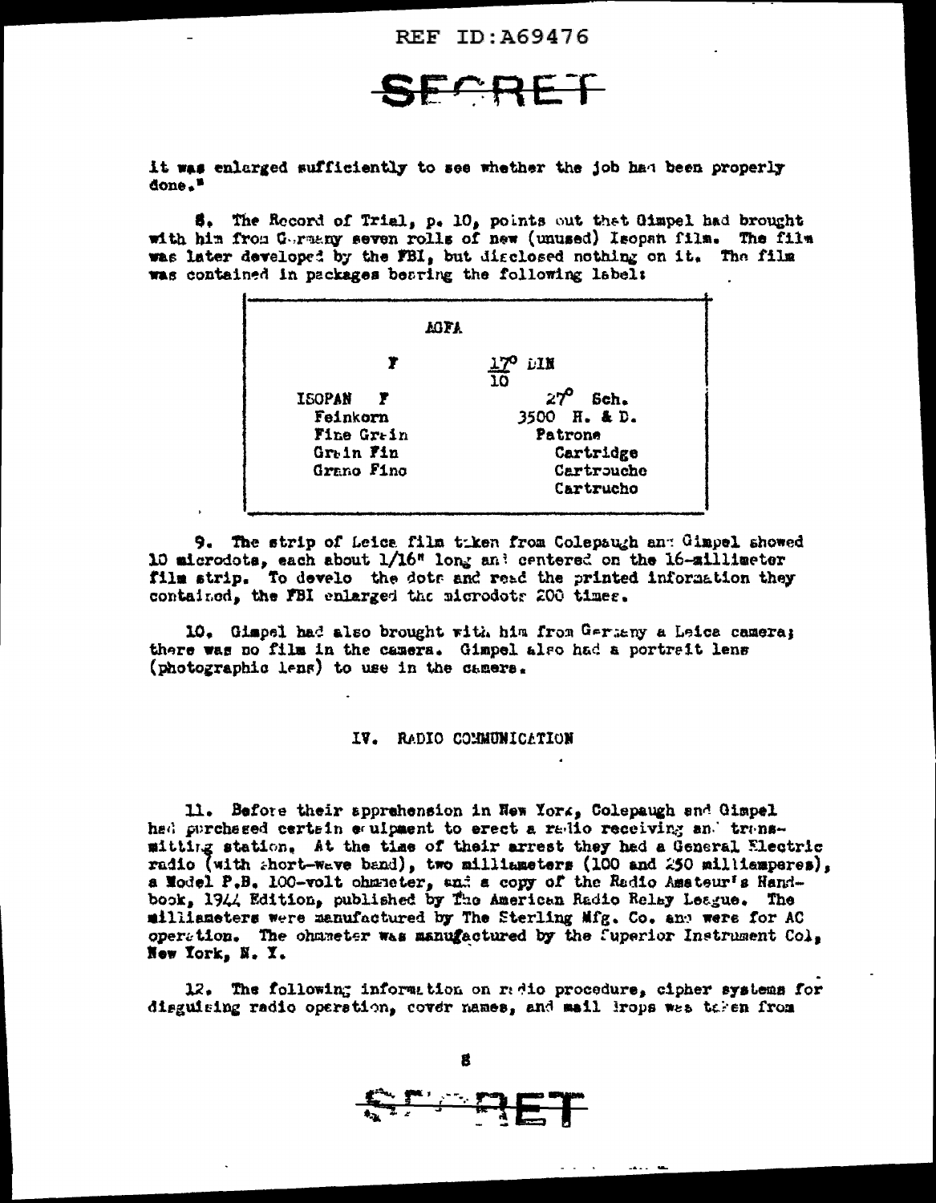SECRET

it was enlarged sufficiently to see whether the job had been properly done."

8. The Record of Trial, p. 10, points out that Gimpel had brought with him from Germany seven rolls of new (unused) Isopan film. The film was later developed by the FBI, but disclosed nothing on it. The film was contained in packages bearing the following label:

| AGFA | |
|---|---|
| F | $\frac{17^{\circ}}{10}$ DIN |
| ISOPAN F | $27^{\circ}$ Sch. |
| Feinkorn | 3500 H. & D. |
| Fine Grain | Patrone |
| Grain Fin | Cartridge |
| Grano Fino | Cartrouche |
| | Cartrucho |

9. The strip of Leica film taken from Colepaugh and Gimpel showed 10 microdots, each about 1/16" long and centered on the 16-millimeter film strip. To develo the dots and read the printed information they contained, the FBI enlarged the microdots 200 times.

10. Gimpel had also brought with him from Germany a Leica camera; there was no film in the camera. Gimpel also had a portrait lens (photographic lens) to use in the camera.

## IV. RADIO COMMUNICATION

11. Before their apprehension in New York, Colepaugh and Gimpel had purchased certain equipment to erect a radio receiving and transmitting station. At the time of their arrest they had a General Electric radio (with short-wave band), two milliameters (100 and 250 milliamperes), a Model P.B. 100-volt ohmmeter, and a copy of the Radio Amateur's Handbook, 1944 Edition, published by The American Radio Relay League. The milliameters were manufactured by The Sterling Mfg. Co. and were for AC operation. The ohmmeter was manufactured by the Superior Instrument Co., New York, N. Y.

12. The following information on radio procedure, cipher systems for disguising radio operation, cover names, and mail drops was taken from

SECRET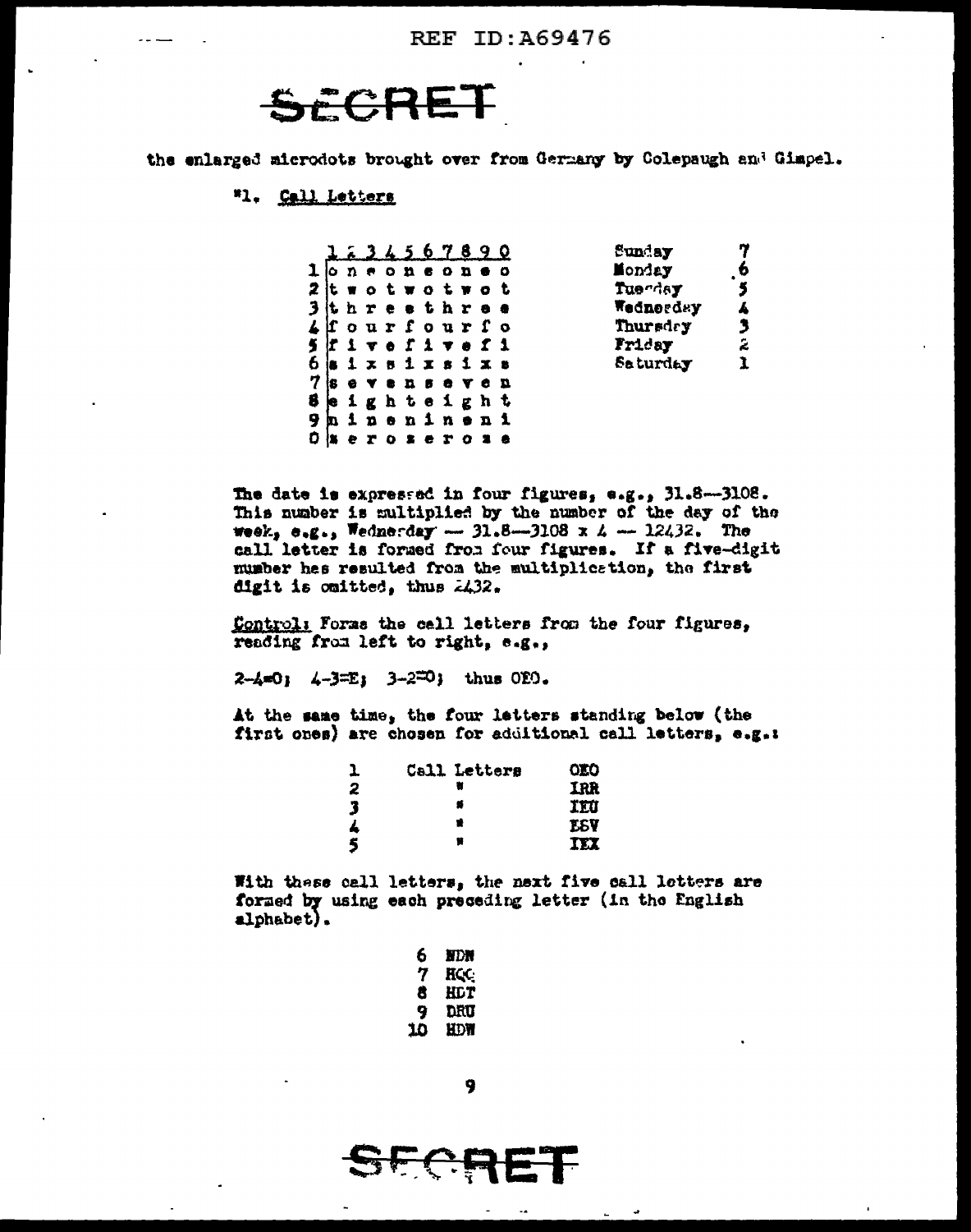the enlarged microdots brought over from Germany by Colepaugh and Gimpel.

#1. Call Letters

|   | 1 | 2 | 3 | 4 | 5 | 6 | 7 | 8 | 9 | 0 |
|---|---|---|---|---|---|---|---|---|---|---|
| 1 | o | n | e | o | n | e | o | n | e | o |
| 2 | t | w | o | t | w | o | t | w | o | t |
| 3 | t | h | r | e | e | t | h | r | e | e |
| 4 | f | o | u | r | f | o | u | r | f | o |
| 5 | f | i | v | e | f | i | v | e | f | i |
| 6 | s | i | x | s | i | x | s | i | x | s |
| 7 | s | e | v | e | n | s | e | v | e | n |
| 8 | e | i | g | h | t | e | i | g | h | t |
| 9 | n | i | n | e | n | i | n | e | n | i |
| 0 | z | e | r | o | z | e | r | o | z | e |

| Day | |
|---|---|
| Sunday | 7 |
| Monday | 6 |
| Tuesday | 5 |
| Wednesday | 4 |
| Thursday | 3 |
| Friday | 2 |
| Saturday | 1 |

The date is expressed in four figures, e.g., 31.8—3108. This number is multiplied by the number of the day of the week, e.g., Wednesday — 31.8—3108 x 4 — 12432. The call letter is formed from four figures. If a five-digit number has resulted from the multiplication, the first digit is omitted, thus 2432.

Control: Forms the call letters from the four figures, reading from left to right, e.g.,

2-4=O; 4-3=E; 3-2=O; thus OEO.

At the same time, the four letters standing below (the first ones) are chosen for additional call letters, e.g.:

| | | |
|---|---|---|
| 1 | Call Letters | OEO |
| 2 | " | IRR |
| 3 | " | IEU |
| 4 | " | ESV |
| 5 | " | IEX |

With these call letters, the next five call letters are formed by using each preceding letter (in the English alphabet).

| | |
|---|---|
| 6 | NDN |
| 7 | HQQ |
| 8 | HDT |
| 9 | DRU |
| 10 | HDW |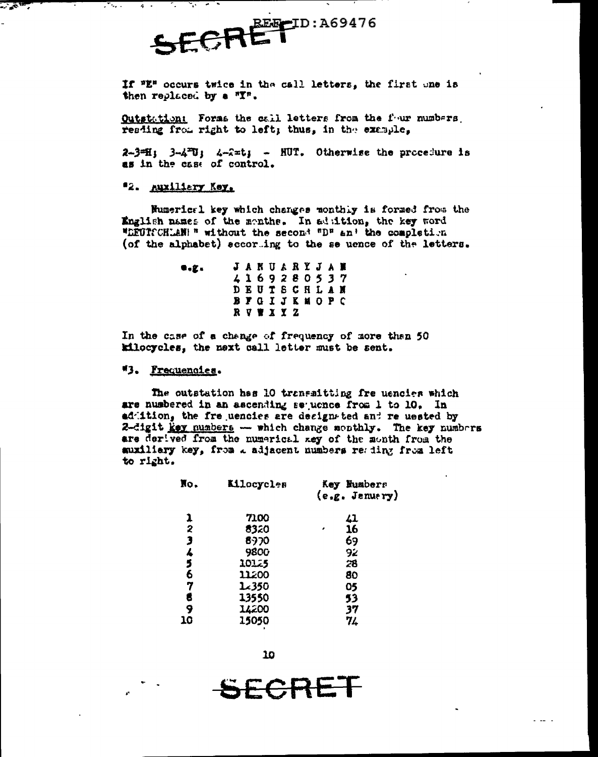If "E" occurs twice in the call letters, the first one is then replaced by a "Y".

Outstation: Forms the call letters from the four numbers reading from right to left; thus, in the example,

2-3=H; 3-4=U; 4-2=t; - HUT. Otherwise the procedure is as in the case of control.

"2. Auxiliary Key.

Numerical key which changes monthly is formed from the English names of the months. In addition, the key word "DEUTSCHLAND" without the second "D" and the completion (of the alphabet) according to the sequence of the letters.

e.g.

```
J A N U A R Y J A N
4 1 6 9 2 8 0 5 3 7
D E U T S C H L A N
B F G I J K M O P C
R V W X Y Z
```

In the case of a change of frequency of more than 50 kilocycles, the next call letter must be sent.

"3. Frequencies.

The outstation has 10 transmitting frequencies which are numbered in an ascending sequence from 1 to 10. In addition, the frequencies are designated and requested by 2-digit key numbers — which change monthly. The key numbers are derived from the numerical key of the month from the auxiliary key, from 2 adjacent numbers reading from left to right.

| No. | Kilocycles | Key Numbers (e.g. January) |
|---|---|---|
| 1 | 7100 | 41 |
| 2 | 8320 | 16 |
| 3 | 8970 | 69 |
| 4 | 9800 | 92 |
| 5 | 10125 | 28 |
| 6 | 11200 | 80 |
| 7 | 12350 | 05 |
| 8 | 13550 | 53 |
| 9 | 14200 | 37 |
| 10 | 15050 | 74 |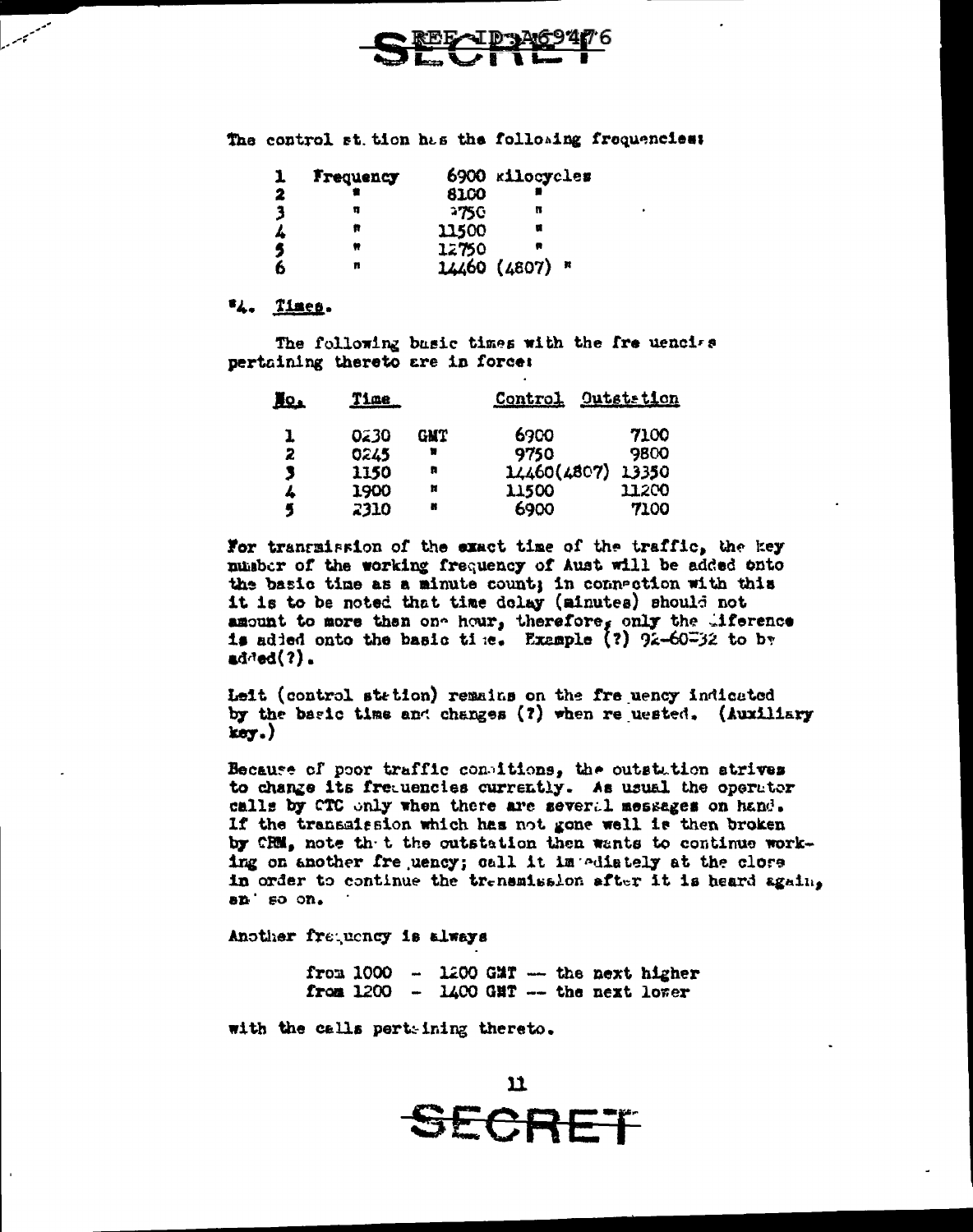The control st.tion h.s the follo.ing frequencies:

| | | | |
|---|---|---|---|
| 1 | Frequency | 6900 | kilocycles |
| 2 | " | 8100 | " |
| 3 | " | 9750 | " |
| 4 | " | 11500 | " |
| 5 | " | 12750 | " |
| 6 | " | 14460 (4807) | " |

"4. Times.

The following basic times with the fre uencies pertaining thereto are in force:

| No. | Time | | Control | Outstation |
|---|---|---|---|---|
| 1 | 0230 | GMT | 6900 | 7100 |
| 2 | 0245 | " | 9750 | 9800 |
| 3 | 1150 | " | 14460(4807) | 13350 |
| 4 | 1900 | " | 11500 | 11200 |
| 5 | 2310 | " | 6900 | 7100 |

For transmission of the exact time of the traffic, the key number of the working frequency of Aust will be added onto the basic time as a minute count; in connection with this it is to be noted that time delay (minutes) should not amount to more than one hour, therefore, only the difference is added onto the basic ti.e. Example (?) 92-60=32 to be added(?).

Leit (control station) remains on the fre uency indicated by the basic time and changes (?) when re uested. (Auxiliary key.)

Because of poor traffic conditions, the outstation strives to change its frequencies currently. As usual the operator calls by CTC only when there are several messages on hand. If the transmission which has not gone well is then broken by CRM, note th t the outstation then wants to continue working on another fre uency; call it immediately at the close in order to continue the transmission after it is heard again, an so on.

Another frequency is always

from 1000 - 1200 GMT -- the next higher
from 1200 - 1400 GMT -- the next lower

with the calls pertaining thereto.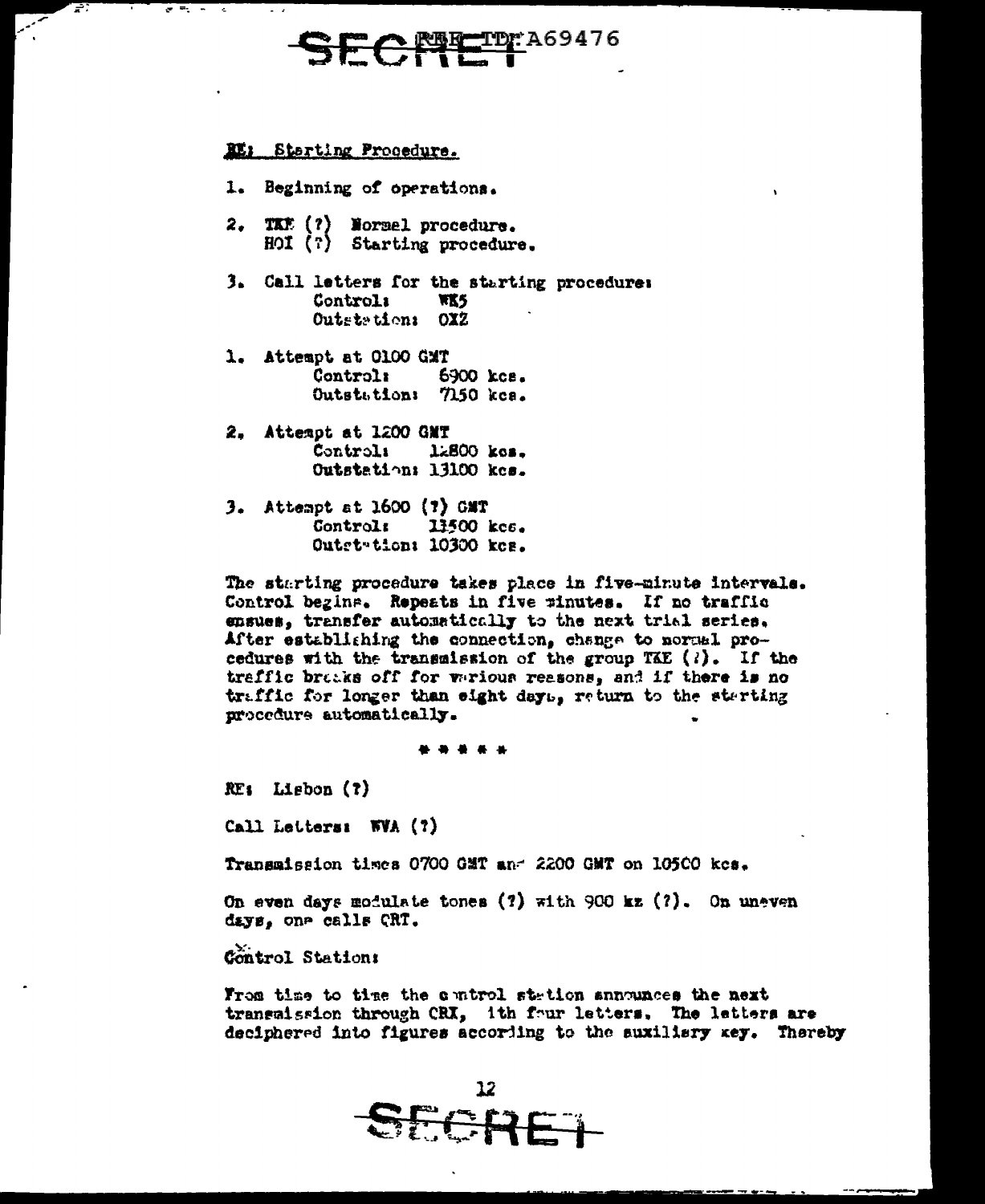RE: Starting Procedure.

1. Beginning of operations.

2. TKE (?) Normal procedure.
   HOI (?) Starting procedure.

3. Call letters for the starting procedure:
   Control: WK5
   Outstation: OXZ

1. Attempt at 0100 GMT
   Control: 6900 kcs.
   Outstation: 7150 kcs.

2. Attempt at 1200 GMT
   Control: 12800 kcs.
   Outstation: 13100 kcs.

3. Attempt at 1600 (?) GMT
   Control: 13500 kcs.
   Outstation: 10300 kcs.

The starting procedure takes place in five-minute intervals. Control begins. Repeats in five minutes. If no traffic ensues, transfer automatically to the next trial series. After establishing the connection, change to normal procedures with the transmission of the group TKE (?). If the traffic breaks off for various reasons, and if there is no traffic for longer than eight days, return to the starting procedure automatically.

\* \* \* \* \*

RE: Lisbon (?)

Call Letters: WVA (?)

Transmission times 0700 GMT and 2200 GMT on 10500 kcs.

On even days modulate tones (?) with 900 kz (?). On uneven days, one calls CRT.

Control Station:

From time to time the control station announces the next transmission through CRX, with four letters. The letters are deciphered into figures according to the auxiliary key. Thereby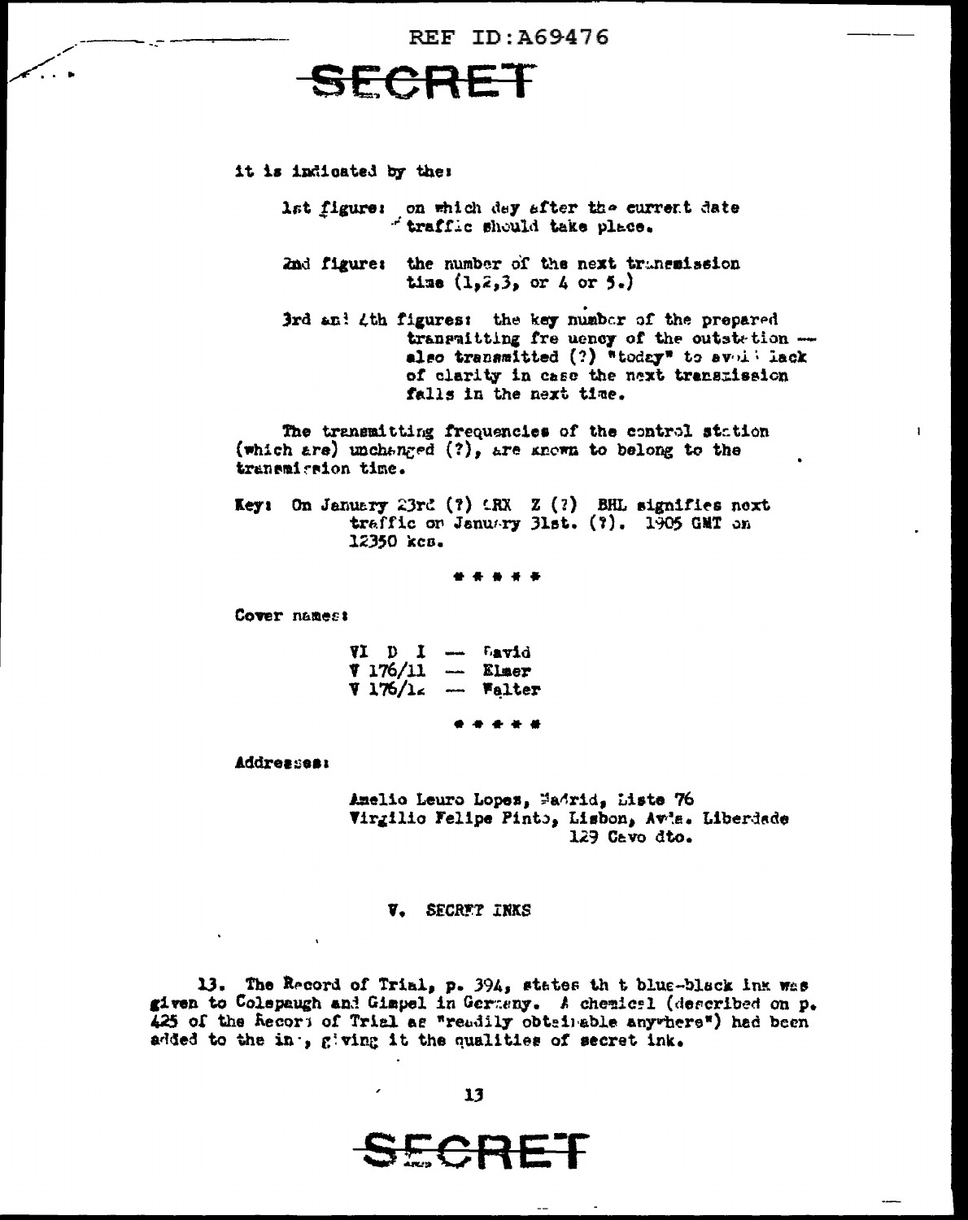it is indicated by the:

1st figure: on which day after the current date traffic should take place.

2nd figure: the number of the next transmission time (1,2,3, or 4 or 5.)

3rd and 4th figures: the key number of the prepared transmitting frequency of the outstation — also transmitted (?) "today" to avoid lack of clarity in case the next transmission falls in the next time.

The transmitting frequencies of the control station (which are) unchanged (?), are known to belong to the transmission time.

Key: On January 23rd (?) ERX Z (?) BHL signifies next traffic on January 31st. (?). 1905 GMT on 12350 kcs.

\* \* \* \* \*

Cover names:

V I D I — David
V 176/11 — Elmer
V 176/12 — Walter

\* \* \* \* \*

Addresses:

Amelio Leuro Lopez, Madrid, Liste 76
Virgilio Felipe Pinto, Lisbon, Avda. Liberdade 129 Cavo dto.

## V. SECRET INKS

13. The Record of Trial, p. 394, states that blue-black ink was given to Colepaugh and Gimpel in Germany. A chemical (described on p. 425 of the Record of Trial as "readily obtainable anywhere") had been added to the ink, giving it the qualities of secret ink.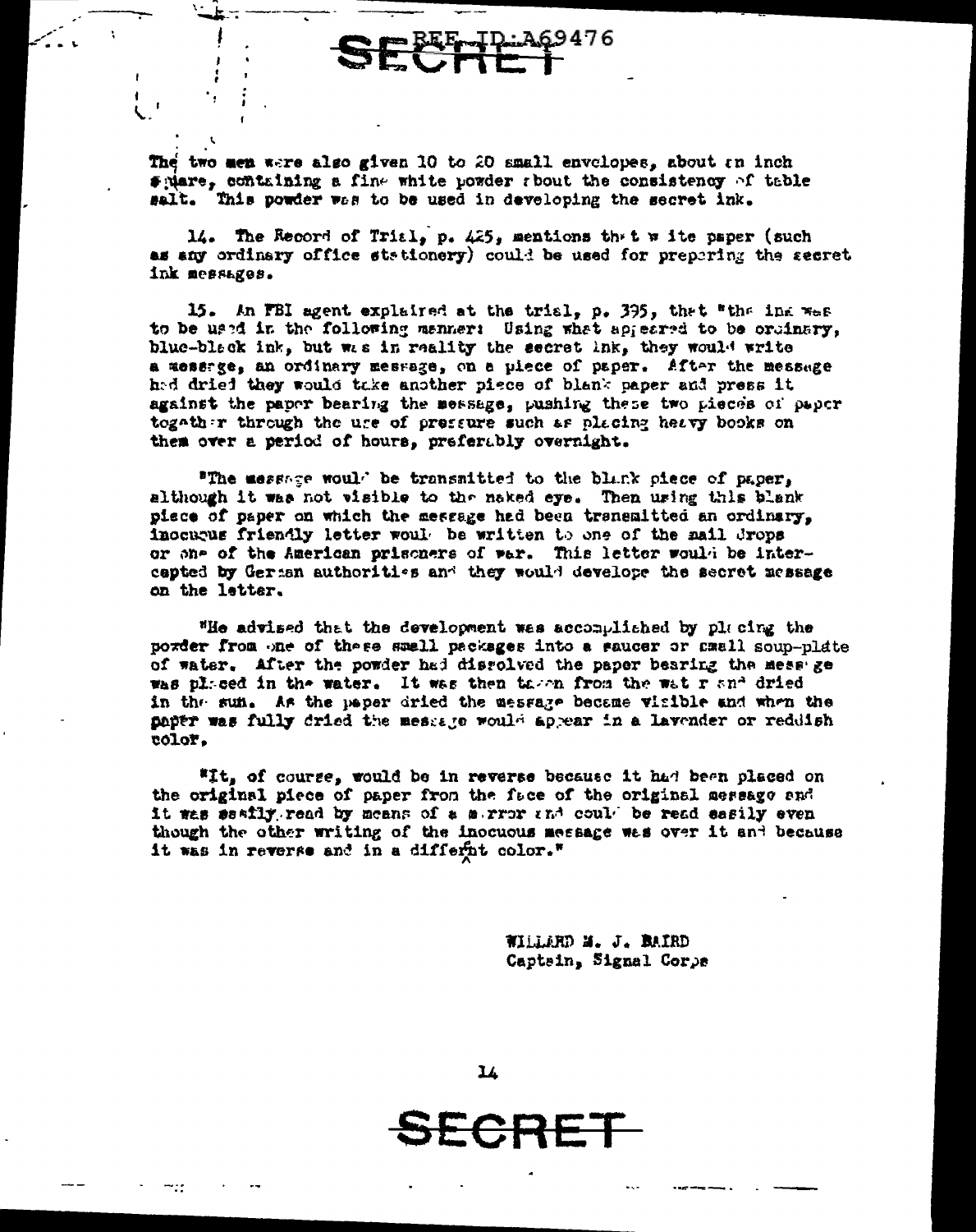SECRET

REF ID:A69476

The two men were also given 10 to 20 small envelopes, about an inch square, containing a fine white powder about the consistency of table salt. This powder was to be used in developing the secret ink.

14. The Record of Trial, p. 425, mentions that white paper (such as any ordinary office stationery) could be used for preparing the secret ink messages.

15. An FBI agent explained at the trial, p. 395, that "the ink was to be used in the following manner: Using what appeared to be ordinary, blue-black ink, but was in reality the secret ink, they would write a message, an ordinary message, on a piece of paper. After the message had dried they would take another piece of blank paper and press it against the paper bearing the message, pushing these two pieces of paper together through the use of pressure such as placing heavy books on them over a period of hours, preferably overnight.

"The message would be transmitted to the blank piece of paper, although it was not visible to the naked eye. Then using this blank piece of paper on which the message had been transmitted an ordinary, innocuous friendly letter would be written to one of the mail drops or one of the American prisoners of war. This letter would be intercepted by German authorities and they would develope the secret message on the letter.

"He advised that the development was accomplished by placing the powder from one of these small packages into a saucer or small soup-plate of water. After the powder had dissolved the paper bearing the message was placed in the water. It was then taken from the water and dried in the sun. As the paper dried the message became visible and when the paper was fully dried the message would appear in a lavender or reddish color.

"It, of course, would be in reverse because it had been placed on the original piece of paper from the face of the original message and it was easily read by means of a mirror and could be read easily even though the other writing of the innocuous message was over it and because it was in reverse and in a different color."

WILLARD M. J. BAIRD
Captain, Signal Corps

SECRET